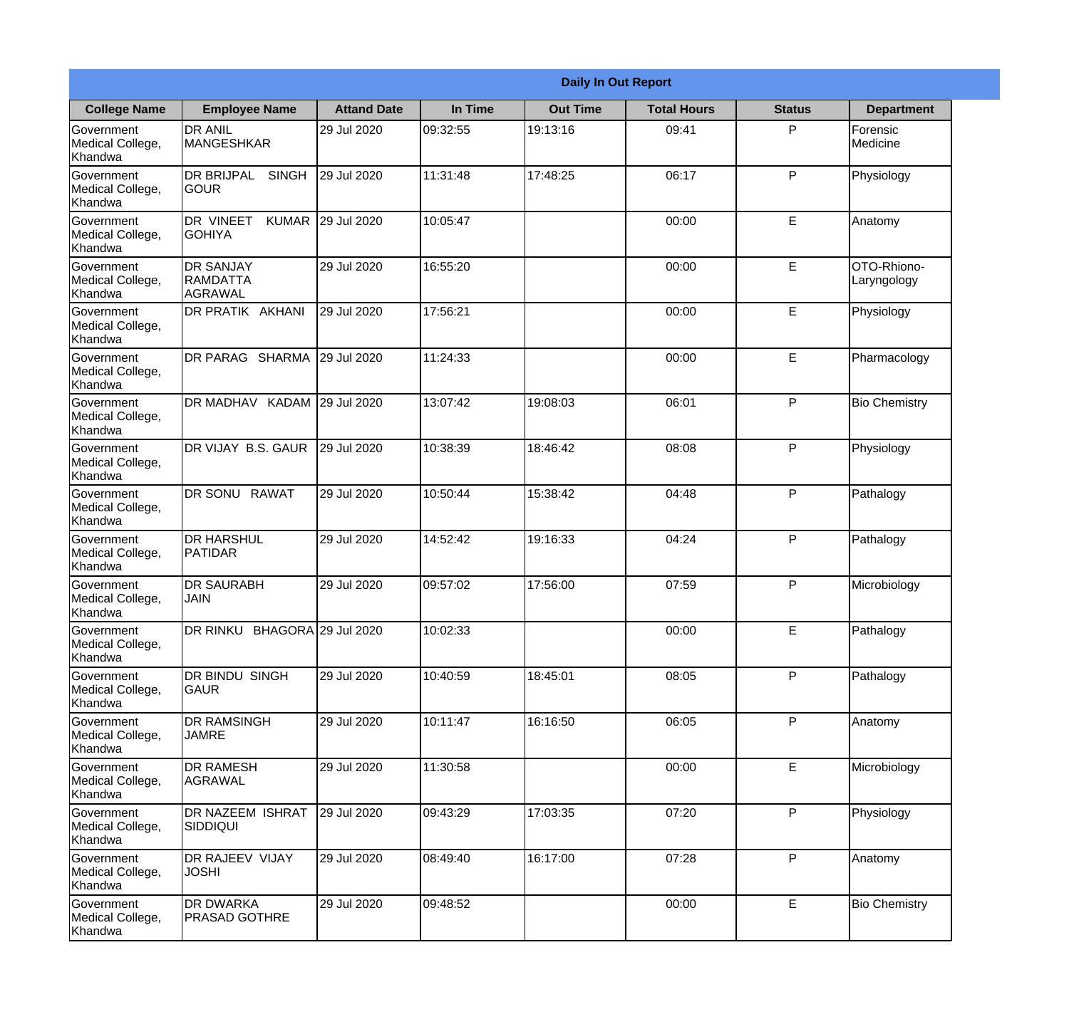| Daily In Out Report | | | | | | | |
|---|---|---|---|---|---|---|---|
| **College Name** | **Employee Name** | **Attand Date** | **In Time** | **Out Time** | **Total Hours** | **Status** | **Department** |
| Government Medical College, Khandwa | DR ANIL MANGESHKAR | 29 Jul 2020 | 09:32:55 | 19:13:16 | 09:41 | P | Forensic Medicine |
| Government Medical College, Khandwa | DR BRIJPAL SINGH GOUR | 29 Jul 2020 | 11:31:48 | 17:48:25 | 06:17 | P | Physiology |
| Government Medical College, Khandwa | DR VINEET KUMAR GOHIYA | 29 Jul 2020 | 10:05:47 | | 00:00 | E | Anatomy |
| Government Medical College, Khandwa | DR SANJAY RAMDATTA AGRAWAL | 29 Jul 2020 | 16:55:20 | | 00:00 | E | OTO-Rhiono-Laryngology |
| Government Medical College, Khandwa | DR PRATIK AKHANI | 29 Jul 2020 | 17:56:21 | | 00:00 | E | Physiology |
| Government Medical College, Khandwa | DR PARAG SHARMA | 29 Jul 2020 | 11:24:33 | | 00:00 | E | Pharmacology |
| Government Medical College, Khandwa | DR MADHAV KADAM | 29 Jul 2020 | 13:07:42 | 19:08:03 | 06:01 | P | Bio Chemistry |
| Government Medical College, Khandwa | DR VIJAY B.S. GAUR | 29 Jul 2020 | 10:38:39 | 18:46:42 | 08:08 | P | Physiology |
| Government Medical College, Khandwa | DR SONU RAWAT | 29 Jul 2020 | 10:50:44 | 15:38:42 | 04:48 | P | Pathalogy |
| Government Medical College, Khandwa | DR HARSHUL PATIDAR | 29 Jul 2020 | 14:52:42 | 19:16:33 | 04:24 | P | Pathalogy |
| Government Medical College, Khandwa | DR SAURABH JAIN | 29 Jul 2020 | 09:57:02 | 17:56:00 | 07:59 | P | Microbiology |
| Government Medical College, Khandwa | DR RINKU BHAGORA | 29 Jul 2020 | 10:02:33 | | 00:00 | E | Pathalogy |
| Government Medical College, Khandwa | DR BINDU SINGH GAUR | 29 Jul 2020 | 10:40:59 | 18:45:01 | 08:05 | P | Pathalogy |
| Government Medical College, Khandwa | DR RAMSINGH JAMRE | 29 Jul 2020 | 10:11:47 | 16:16:50 | 06:05 | P | Anatomy |
| Government Medical College, Khandwa | DR RAMESH AGRAWAL | 29 Jul 2020 | 11:30:58 | | 00:00 | E | Microbiology |
| Government Medical College, Khandwa | DR NAZEEM ISHRAT SIDDIQUI | 29 Jul 2020 | 09:43:29 | 17:03:35 | 07:20 | P | Physiology |
| Government Medical College, Khandwa | DR RAJEEV VIJAY JOSHI | 29 Jul 2020 | 08:49:40 | 16:17:00 | 07:28 | P | Anatomy |
| Government Medical College, Khandwa | DR DWARKA PRASAD GOTHRE | 29 Jul 2020 | 09:48:52 | | 00:00 | E | Bio Chemistry |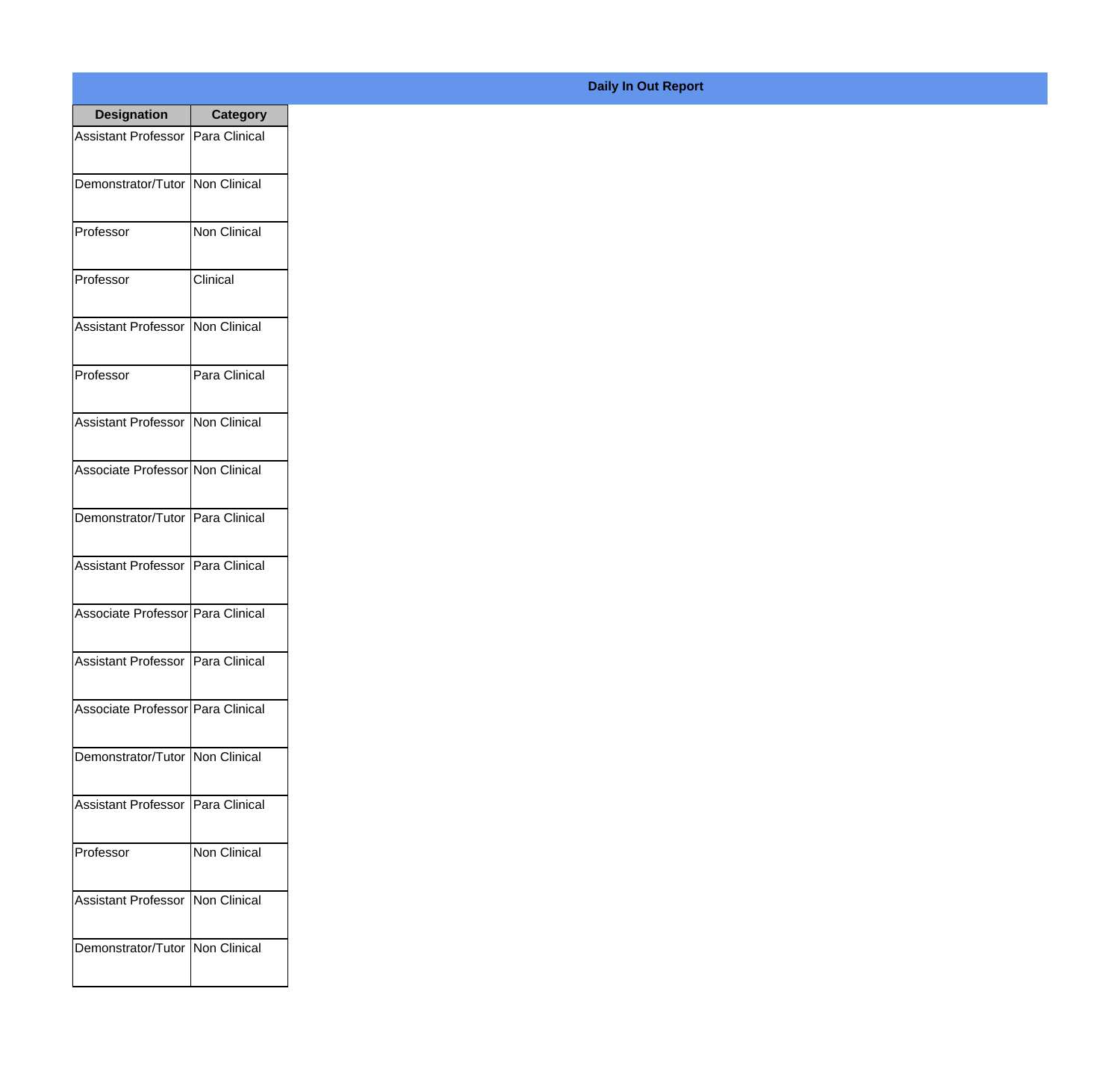**Daily In Out Report**

| Designation | Category |
| --- | --- |
| Assistant Professor | Para Clinical |
| Demonstrator/Tutor | Non Clinical |
| Professor | Non Clinical |
| Professor | Clinical |
| Assistant Professor | Non Clinical |
| Professor | Para Clinical |
| Assistant Professor | Non Clinical |
| Associate Professor | Non Clinical |
| Demonstrator/Tutor | Para Clinical |
| Assistant Professor | Para Clinical |
| Associate Professor | Para Clinical |
| Assistant Professor | Para Clinical |
| Associate Professor | Para Clinical |
| Demonstrator/Tutor | Non Clinical |
| Assistant Professor | Para Clinical |
| Professor | Non Clinical |
| Assistant Professor | Non Clinical |
| Demonstrator/Tutor | Non Clinical |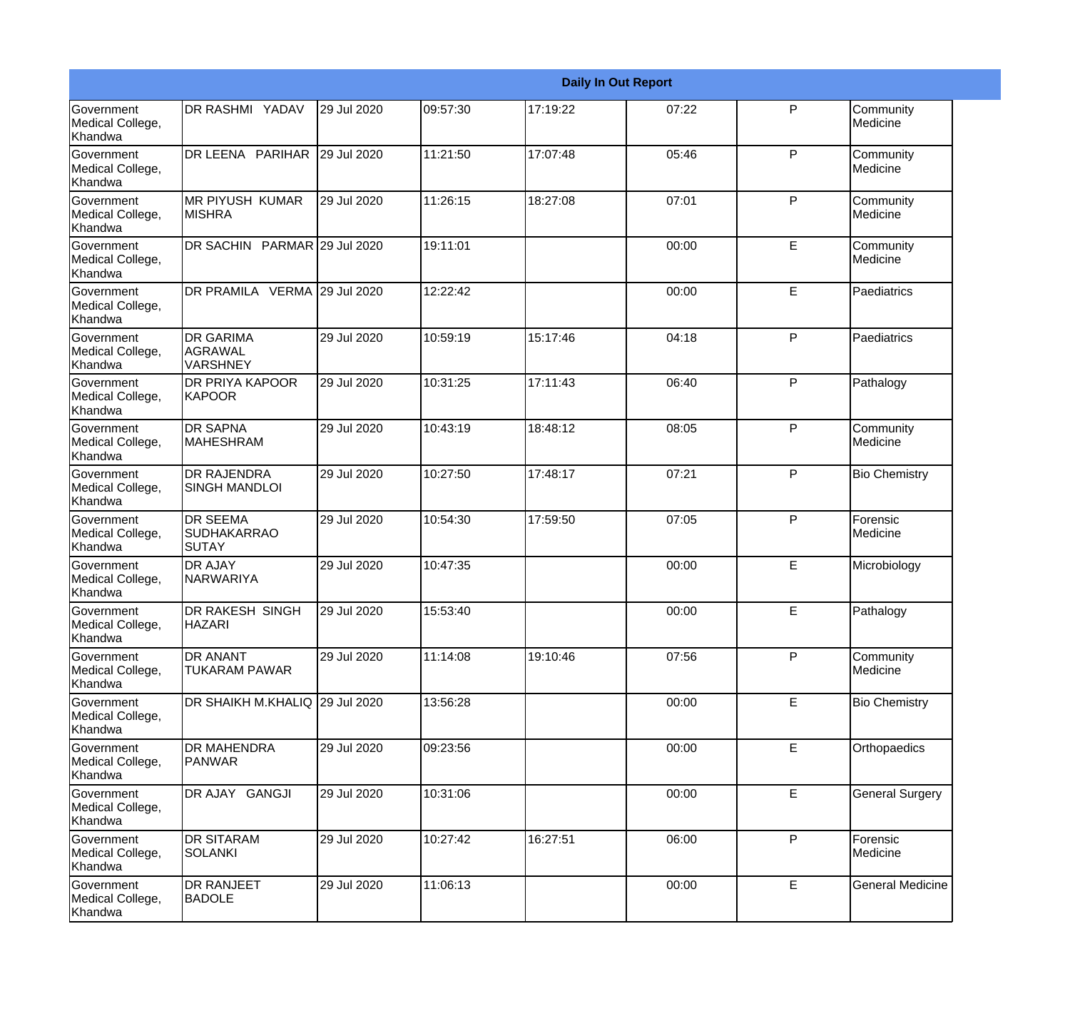| Daily In Out Report | | | | | | | |
|---|---|---|---|---|---|---|---|
| Government Medical College, Khandwa | DR RASHMI YADAV | 29 Jul 2020 | 09:57:30 | 17:19:22 | 07:22 | P | Community Medicine |
| Government Medical College, Khandwa | DR LEENA PARIHAR | 29 Jul 2020 | 11:21:50 | 17:07:48 | 05:46 | P | Community Medicine |
| Government Medical College, Khandwa | MR PIYUSH KUMAR MISHRA | 29 Jul 2020 | 11:26:15 | 18:27:08 | 07:01 | P | Community Medicine |
| Government Medical College, Khandwa | DR SACHIN PARMAR | 29 Jul 2020 | 19:11:01 | | 00:00 | E | Community Medicine |
| Government Medical College, Khandwa | DR PRAMILA VERMA | 29 Jul 2020 | 12:22:42 | | 00:00 | E | Paediatrics |
| Government Medical College, Khandwa | DR GARIMA AGRAWAL VARSHNEY | 29 Jul 2020 | 10:59:19 | 15:17:46 | 04:18 | P | Paediatrics |
| Government Medical College, Khandwa | DR PRIYA KAPOOR KAPOOR | 29 Jul 2020 | 10:31:25 | 17:11:43 | 06:40 | P | Pathalogy |
| Government Medical College, Khandwa | DR SAPNA MAHESHRAM | 29 Jul 2020 | 10:43:19 | 18:48:12 | 08:05 | P | Community Medicine |
| Government Medical College, Khandwa | DR RAJENDRA SINGH MANDLOI | 29 Jul 2020 | 10:27:50 | 17:48:17 | 07:21 | P | Bio Chemistry |
| Government Medical College, Khandwa | DR SEEMA SUDHAKARRAO SUTAY | 29 Jul 2020 | 10:54:30 | 17:59:50 | 07:05 | P | Forensic Medicine |
| Government Medical College, Khandwa | DR AJAY NARWARIYA | 29 Jul 2020 | 10:47:35 | | 00:00 | E | Microbiology |
| Government Medical College, Khandwa | DR RAKESH SINGH HAZARI | 29 Jul 2020 | 15:53:40 | | 00:00 | E | Pathalogy |
| Government Medical College, Khandwa | DR ANANT TUKARAM PAWAR | 29 Jul 2020 | 11:14:08 | 19:10:46 | 07:56 | P | Community Medicine |
| Government Medical College, Khandwa | DR SHAIKH M.KHALIQ | 29 Jul 2020 | 13:56:28 | | 00:00 | E | Bio Chemistry |
| Government Medical College, Khandwa | DR MAHENDRA PANWAR | 29 Jul 2020 | 09:23:56 | | 00:00 | E | Orthopaedics |
| Government Medical College, Khandwa | DR AJAY GANGJI | 29 Jul 2020 | 10:31:06 | | 00:00 | E | General Surgery |
| Government Medical College, Khandwa | DR SITARAM SOLANKI | 29 Jul 2020 | 10:27:42 | 16:27:51 | 06:00 | P | Forensic Medicine |
| Government Medical College, Khandwa | DR RANJEET BADOLE | 29 Jul 2020 | 11:06:13 | | 00:00 | E | General Medicine |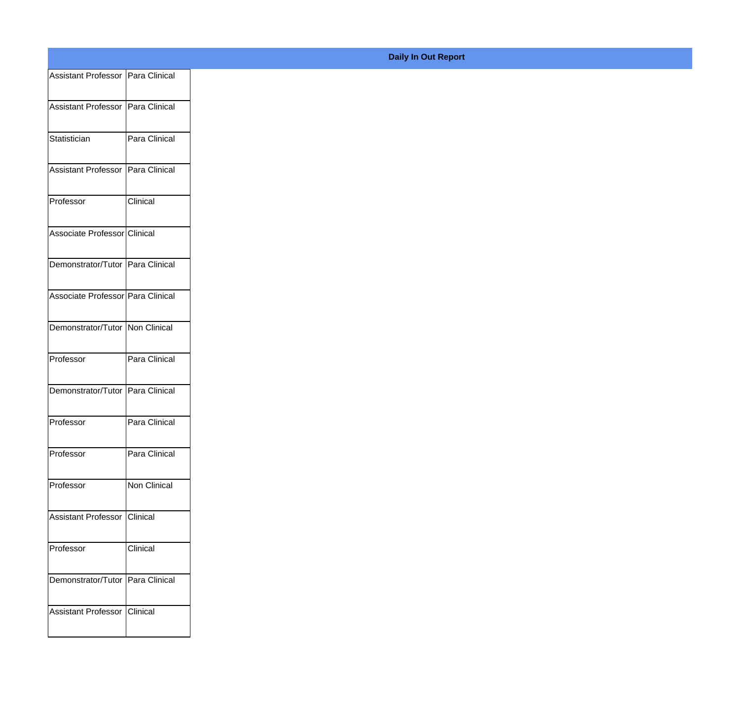**Daily In Out Report**

| | |
|---|---|
| Assistant Professor | Para Clinical |
| Assistant Professor | Para Clinical |
| Statistician | Para Clinical |
| Assistant Professor | Para Clinical |
| Professor | Clinical |
| Associate Professor | Clinical |
| Demonstrator/Tutor | Para Clinical |
| Associate Professor | Para Clinical |
| Demonstrator/Tutor | Non Clinical |
| Professor | Para Clinical |
| Demonstrator/Tutor | Para Clinical |
| Professor | Para Clinical |
| Professor | Para Clinical |
| Professor | Non Clinical |
| Assistant Professor | Clinical |
| Professor | Clinical |
| Demonstrator/Tutor | Para Clinical |
| Assistant Professor | Clinical |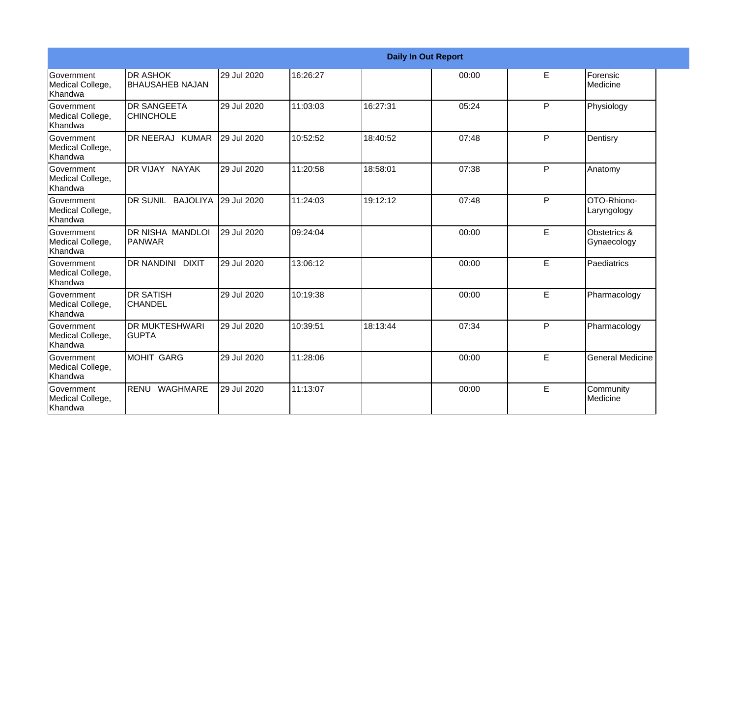| Daily In Out Report | | | | | | | |
|---|---|---|---|---|---|---|---|
| Government Medical College, Khandwa | DR ASHOK BHAUSAHEB NAJAN | 29 Jul 2020 | 16:26:27 | | 00:00 | E | Forensic Medicine |
| Government Medical College, Khandwa | DR SANGEETA CHINCHOLE | 29 Jul 2020 | 11:03:03 | 16:27:31 | 05:24 | P | Physiology |
| Government Medical College, Khandwa | DR NEERAJ KUMAR | 29 Jul 2020 | 10:52:52 | 18:40:52 | 07:48 | P | Dentisry |
| Government Medical College, Khandwa | DR VIJAY NAYAK | 29 Jul 2020 | 11:20:58 | 18:58:01 | 07:38 | P | Anatomy |
| Government Medical College, Khandwa | DR SUNIL BAJOLIYA | 29 Jul 2020 | 11:24:03 | 19:12:12 | 07:48 | P | OTO-Rhiono-Laryngology |
| Government Medical College, Khandwa | DR NISHA MANDLOI PANWAR | 29 Jul 2020 | 09:24:04 | | 00:00 | E | Obstetrics & Gynaecology |
| Government Medical College, Khandwa | DR NANDINI DIXIT | 29 Jul 2020 | 13:06:12 | | 00:00 | E | Paediatrics |
| Government Medical College, Khandwa | DR SATISH CHANDEL | 29 Jul 2020 | 10:19:38 | | 00:00 | E | Pharmacology |
| Government Medical College, Khandwa | DR MUKTESHWARI GUPTA | 29 Jul 2020 | 10:39:51 | 18:13:44 | 07:34 | P | Pharmacology |
| Government Medical College, Khandwa | MOHIT GARG | 29 Jul 2020 | 11:28:06 | | 00:00 | E | General Medicine |
| Government Medical College, Khandwa | RENU WAGHMARE | 29 Jul 2020 | 11:13:07 | | 00:00 | E | Community Medicine |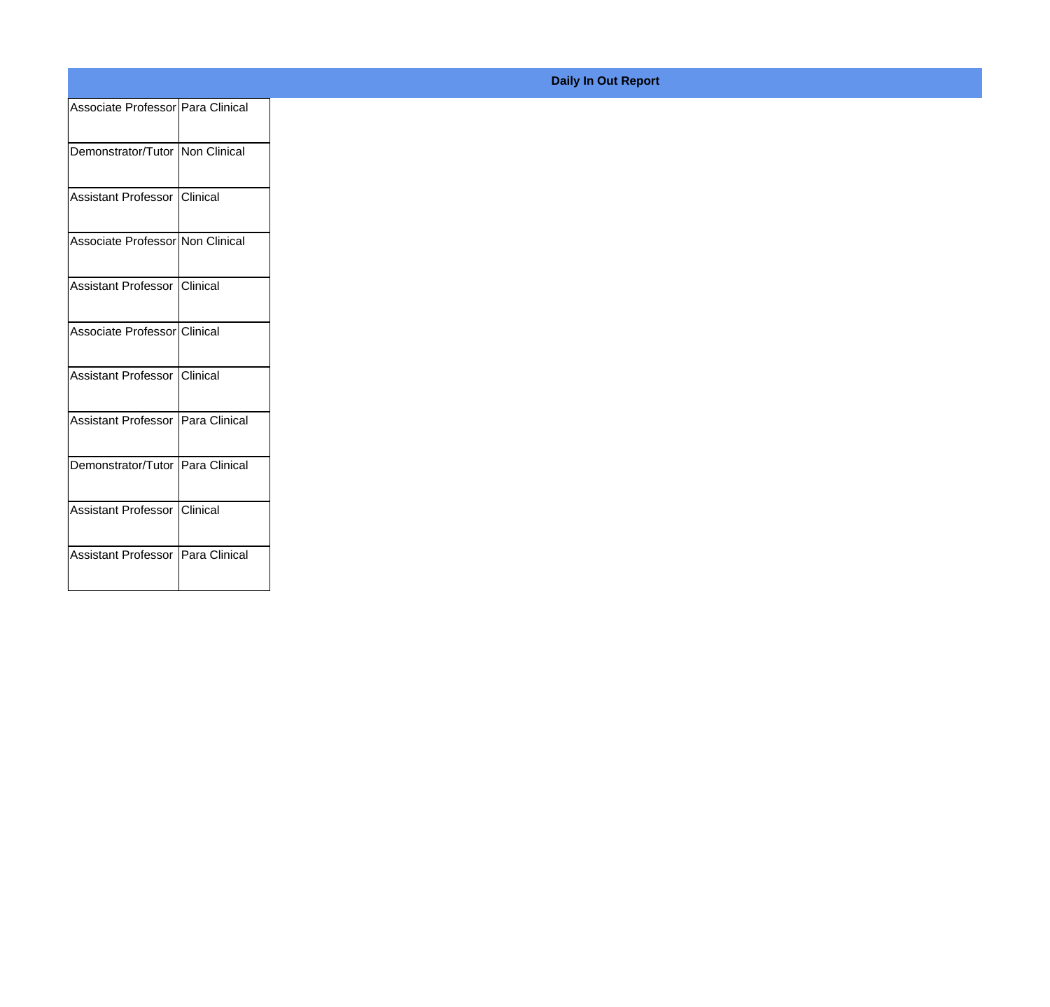**Daily In Out Report**

| | |
|---|---|
| Associate Professor | Para Clinical |
| Demonstrator/Tutor | Non Clinical |
| Assistant Professor | Clinical |
| Associate Professor | Non Clinical |
| Assistant Professor | Clinical |
| Associate Professor | Clinical |
| Assistant Professor | Clinical |
| Assistant Professor | Para Clinical |
| Demonstrator/Tutor | Para Clinical |
| Assistant Professor | Clinical |
| Assistant Professor | Para Clinical |